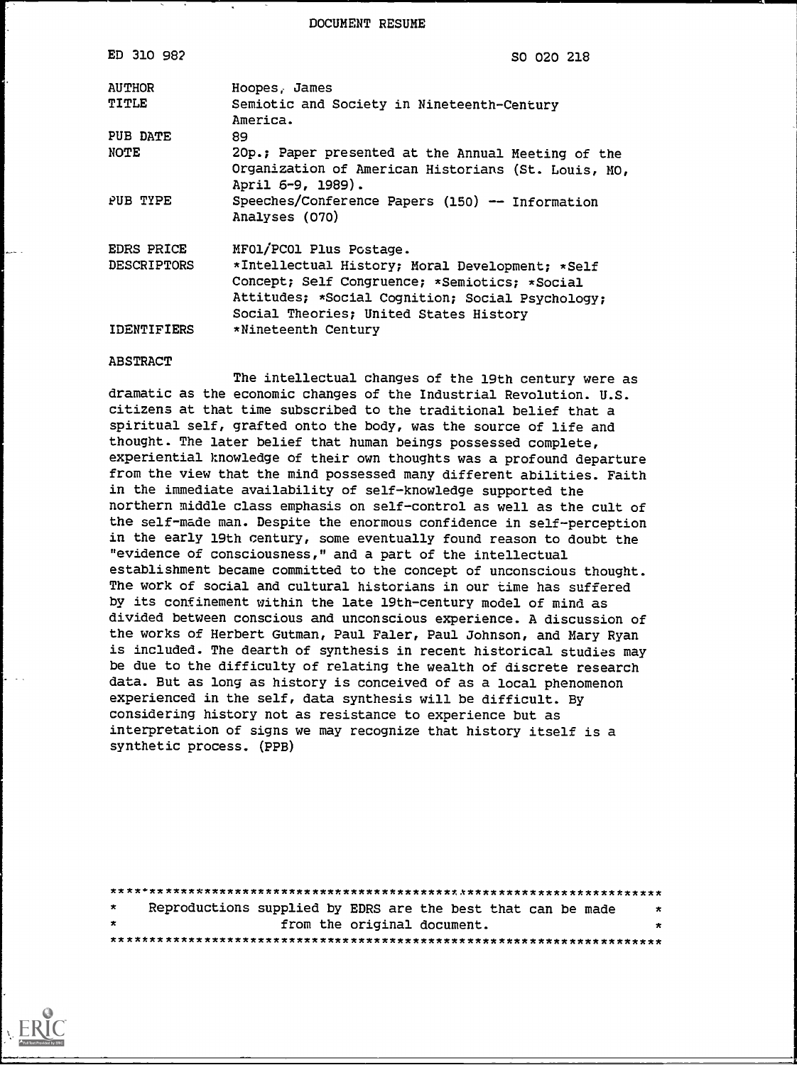DOCUMENT RESUME

| | |
|---|---|
| ED 310 982 | SO 020 218 |
| AUTHOR | Hoopes, James |
| TITLE | Semiotic and Society in Nineteenth-Century America. |
| PUB DATE | 89 |
| NOTE | 20p.; Paper presented at the Annual Meeting of the Organization of American Historians (St. Louis, MO, April 6-9, 1989). |
| PUB TYPE | Speeches/Conference Papers (150) -- Information Analyses (070) |
| EDRS PRICE | MF01/PC01 Plus Postage. |
| DESCRIPTORS | *Intellectual History; Moral Development; *Self Concept; Self Congruence; *Semiotics; *Social Attitudes; *Social Cognition; Social Psychology; Social Theories; United States History |
| IDENTIFIERS | *Nineteenth Century |

ABSTRACT

The intellectual changes of the 19th century were as dramatic as the economic changes of the Industrial Revolution. U.S. citizens at that time subscribed to the traditional belief that a spiritual self, grafted onto the body, was the source of life and thought. The later belief that human beings possessed complete, experiential knowledge of their own thoughts was a profound departure from the view that the mind possessed many different abilities. Faith in the immediate availability of self-knowledge supported the northern middle class emphasis on self-control as well as the cult of the self-made man. Despite the enormous confidence in self-perception in the early 19th century, some eventually found reason to doubt the "evidence of consciousness," and a part of the intellectual establishment became committed to the concept of unconscious thought. The work of social and cultural historians in our time has suffered by its confinement within the late 19th-century model of mind as divided between conscious and unconscious experience. A discussion of the works of Herbert Gutman, Paul Faler, Paul Johnson, and Mary Ryan is included. The dearth of synthesis in recent historical studies may be due to the difficulty of relating the wealth of discrete research data. But as long as history is conceived of as a local phenomenon experienced in the self, data synthesis will be difficult. By considering history not as resistance to experience but as interpretation of signs we may recognize that history itself is a synthetic process. (PPB)

***********************************************************************
* Reproductions supplied by EDRS are the best that can be made *
* from the original document. *
***********************************************************************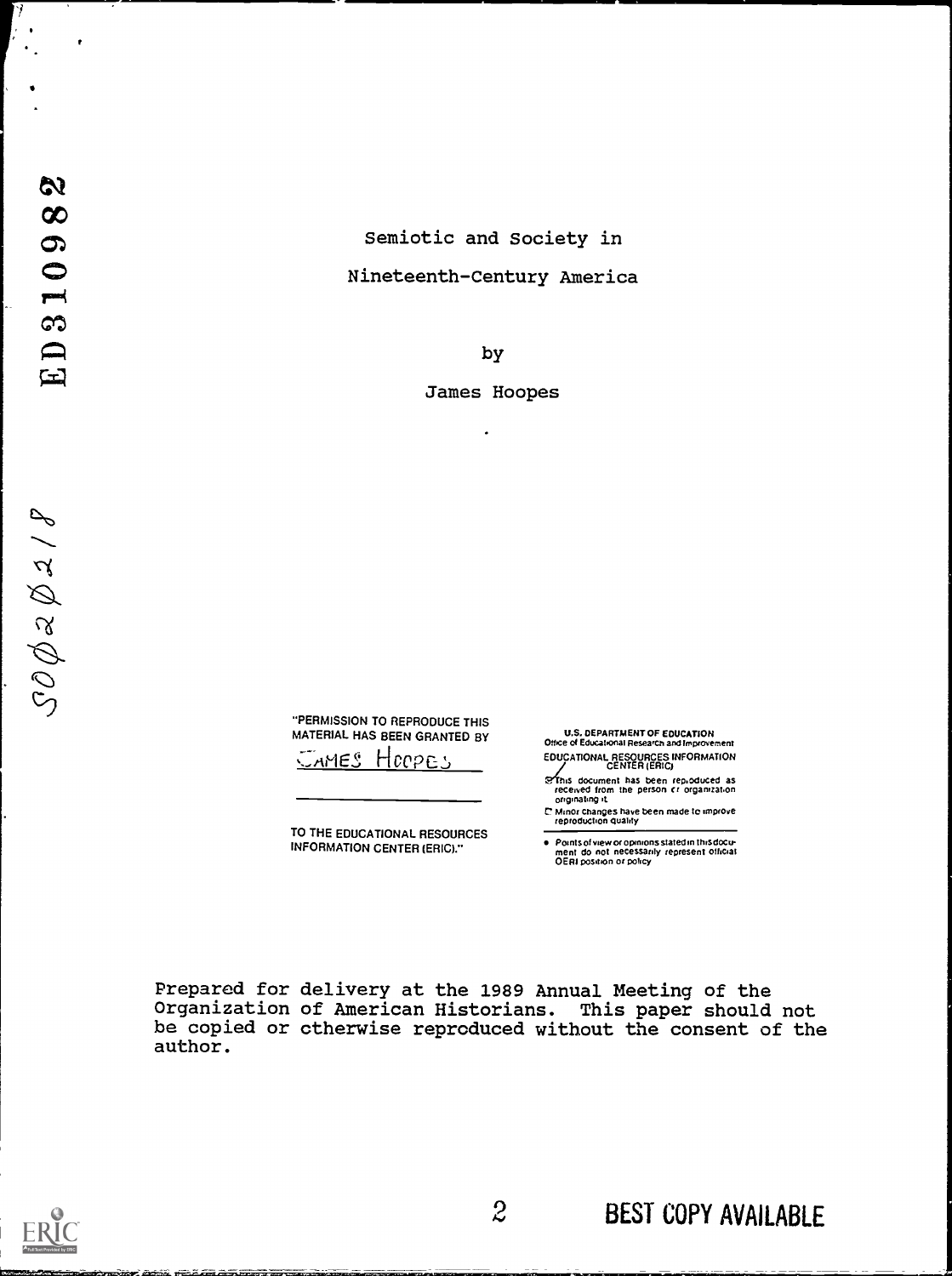# Semiotic and Society in Nineteenth-Century America

by

James Hoopes

"PERMISSION TO REPRODUCE THIS MATERIAL HAS BEEN GRANTED BY

JAMES HOOPES

TO THE EDUCATIONAL RESOURCES INFORMATION CENTER (ERIC)."

U.S. DEPARTMENT OF EDUCATION
Office of Educational Research and Improvement
EDUCATIONAL RESOURCES INFORMATION CENTER (ERIC)

- This document has been reproduced as received from the person or organization originating it.
- Minor changes have been made to improve reproduction quality
- Points of view or opinions stated in this document do not necessarily represent official OERI position or policy

Prepared for delivery at the 1989 Annual Meeting of the Organization of American Historians. This paper should not be copied or otherwise reproduced without the consent of the author.

BEST COPY AVAILABLE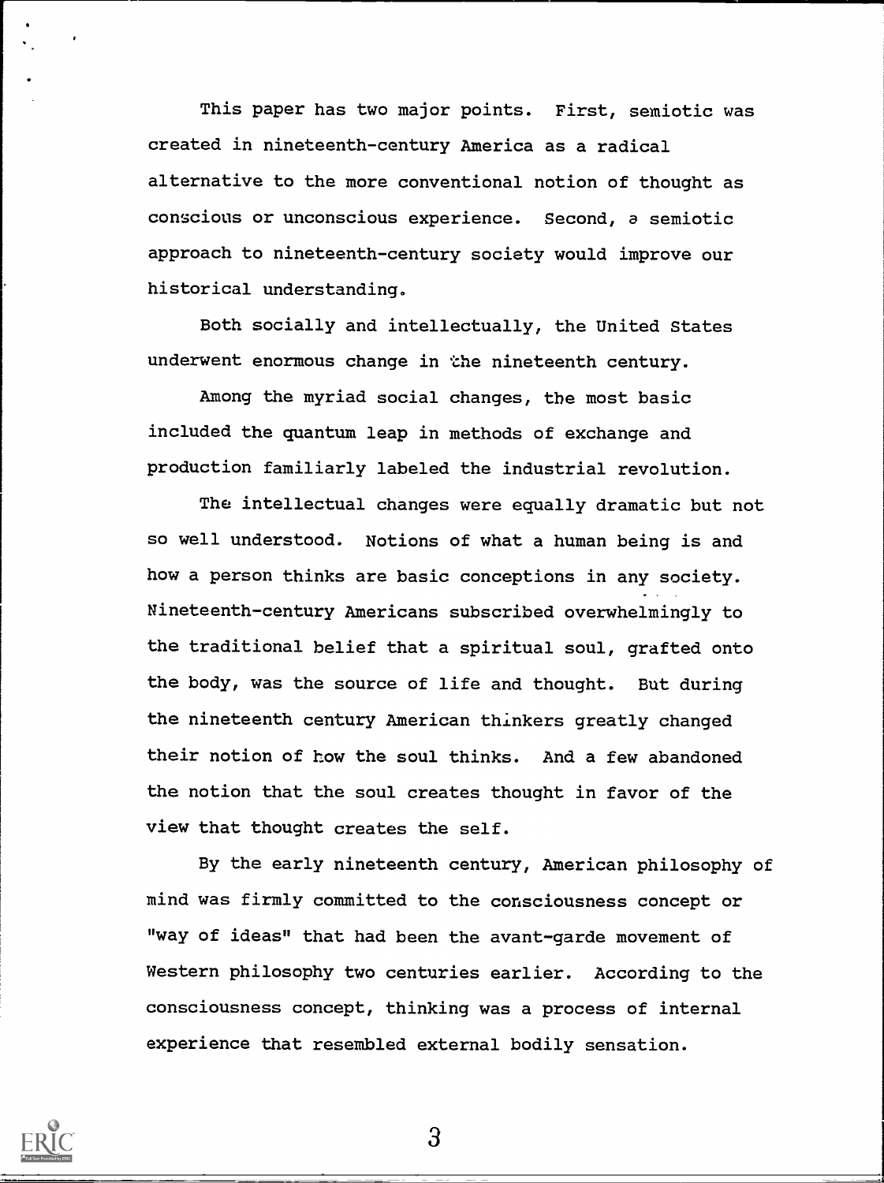This paper has two major points. First, semiotic was created in nineteenth-century America as a radical alternative to the more conventional notion of thought as conscious or unconscious experience. Second, a semiotic approach to nineteenth-century society would improve our historical understanding.

Both socially and intellectually, the United States underwent enormous change in the nineteenth century.

Among the myriad social changes, the most basic included the quantum leap in methods of exchange and production familiarly labeled the industrial revolution.

The intellectual changes were equally dramatic but not so well understood. Notions of what a human being is and how a person thinks are basic conceptions in any society. Nineteenth-century Americans subscribed overwhelmingly to the traditional belief that a spiritual soul, grafted onto the body, was the source of life and thought. But during the nineteenth century American thinkers greatly changed their notion of how the soul thinks. And a few abandoned the notion that the soul creates thought in favor of the view that thought creates the self.

By the early nineteenth century, American philosophy of mind was firmly committed to the consciousness concept or "way of ideas" that had been the avant-garde movement of Western philosophy two centuries earlier. According to the consciousness concept, thinking was a process of internal experience that resembled external bodily sensation.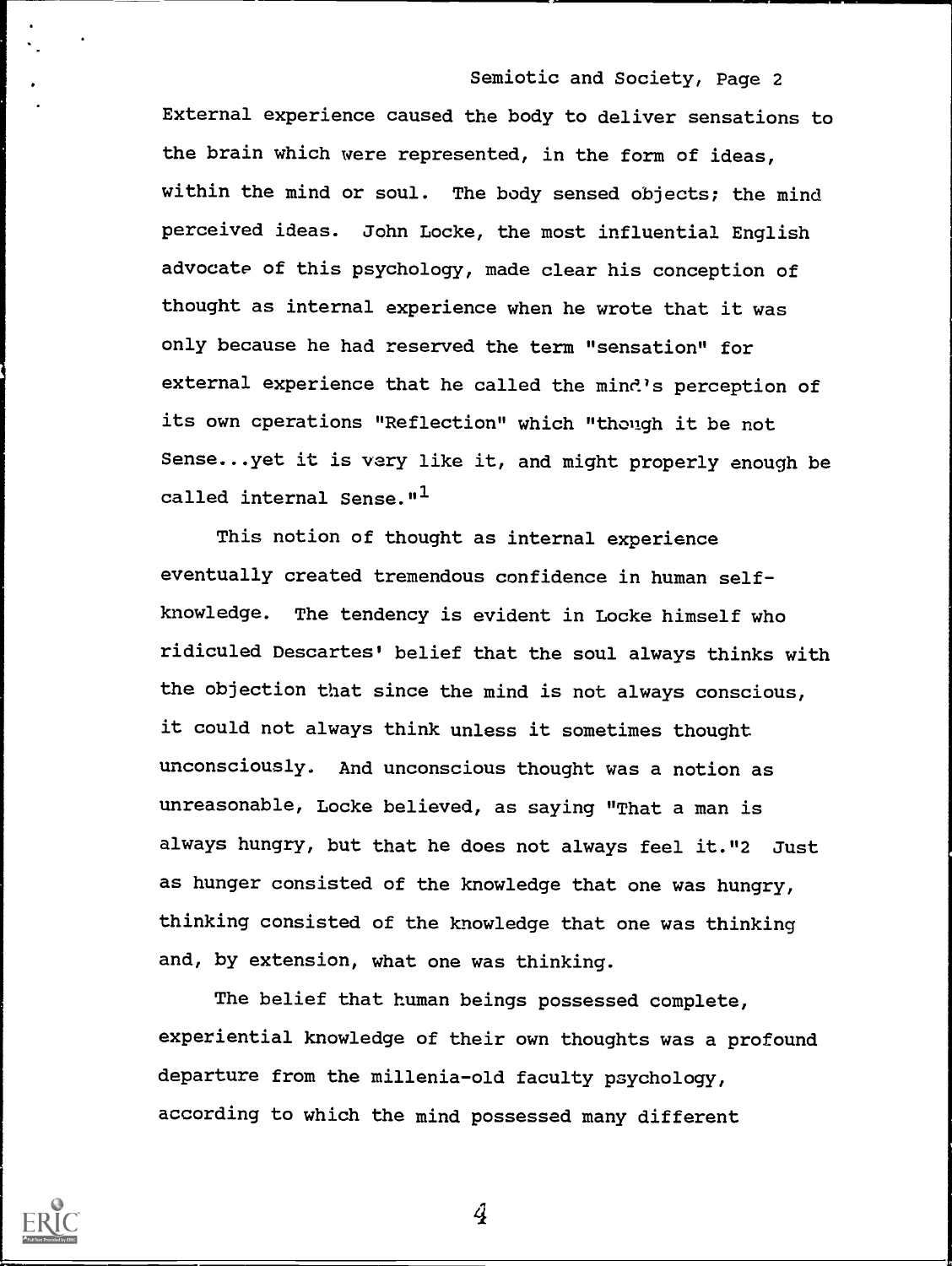External experience caused the body to deliver sensations to the brain which were represented, in the form of ideas, within the mind or soul. The body sensed objects; the mind perceived ideas. John Locke, the most influential English advocate of this psychology, made clear his conception of thought as internal experience when he wrote that it was only because he had reserved the term "sensation" for external experience that he called the mind's perception of its own operations "Reflection" which "though it be not Sense...yet it is very like it, and might properly enough be called internal Sense."[1]

This notion of thought as internal experience eventually created tremendous confidence in human self-knowledge. The tendency is evident in Locke himself who ridiculed Descartes' belief that the soul always thinks with the objection that since the mind is not always conscious, it could not always think unless it sometimes thought unconsciously. And unconscious thought was a notion as unreasonable, Locke believed, as saying "That a man is always hungry, but that he does not always feel it."[2] Just as hunger consisted of the knowledge that one was hungry, thinking consisted of the knowledge that one was thinking and, by extension, what one was thinking.

The belief that human beings possessed complete, experiential knowledge of their own thoughts was a profound departure from the millenia-old faculty psychology, according to which the mind possessed many different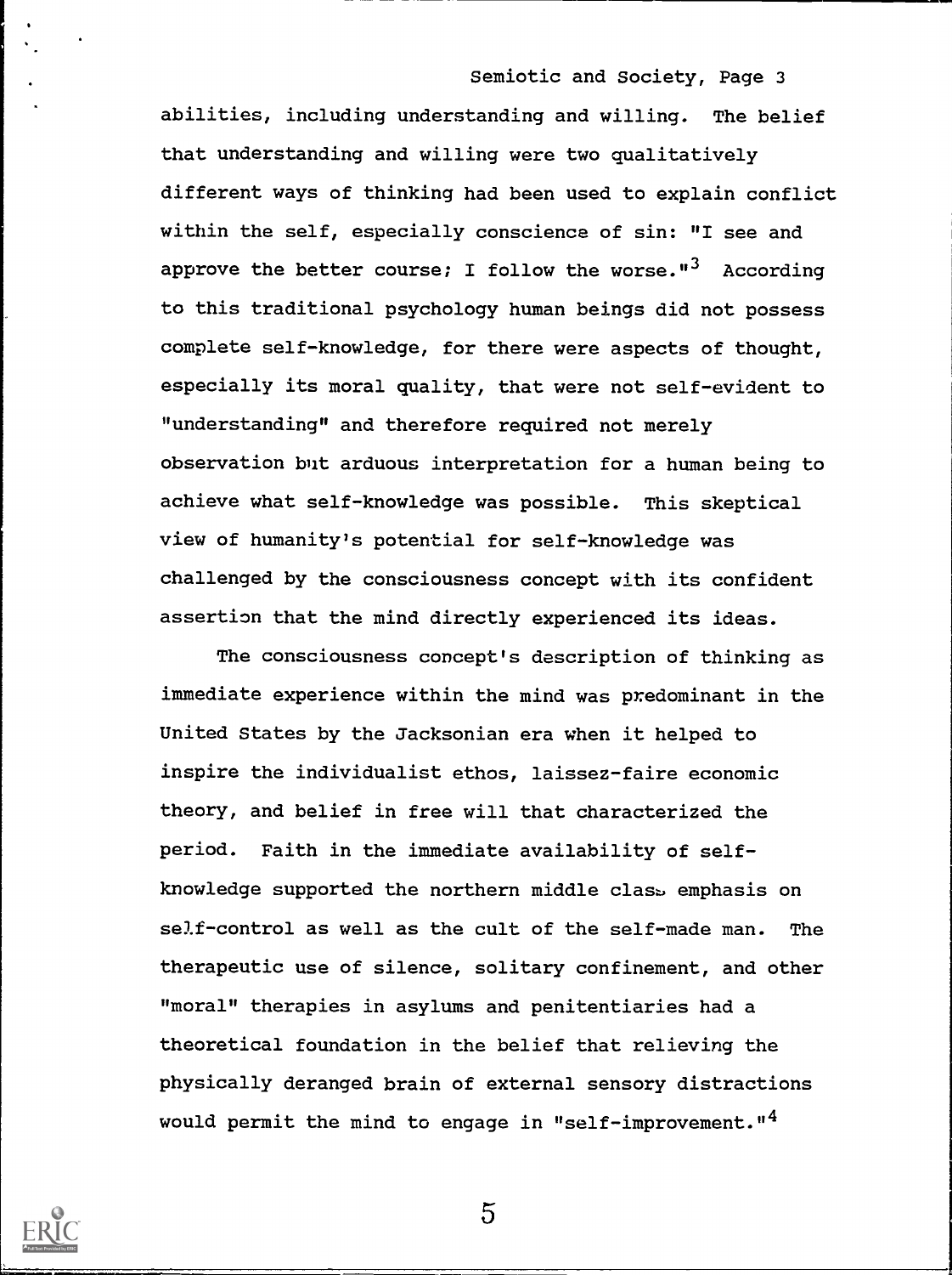abilities, including understanding and willing. The belief that understanding and willing were two qualitatively different ways of thinking had been used to explain conflict within the self, especially conscience of sin: "I see and approve the better course; I follow the worse."[3] According to this traditional psychology human beings did not possess complete self-knowledge, for there were aspects of thought, especially its moral quality, that were not self-evident to "understanding" and therefore required not merely observation but arduous interpretation for a human being to achieve what self-knowledge was possible. This skeptical view of humanity's potential for self-knowledge was challenged by the consciousness concept with its confident assertion that the mind directly experienced its ideas.

The consciousness concept's description of thinking as immediate experience within the mind was predominant in the United States by the Jacksonian era when it helped to inspire the individualist ethos, laissez-faire economic theory, and belief in free will that characterized the period. Faith in the immediate availability of self-knowledge supported the northern middle class emphasis on self-control as well as the cult of the self-made man. The therapeutic use of silence, solitary confinement, and other "moral" therapies in asylums and penitentiaries had a theoretical foundation in the belief that relieving the physically deranged brain of external sensory distractions would permit the mind to engage in "self-improvement."[4]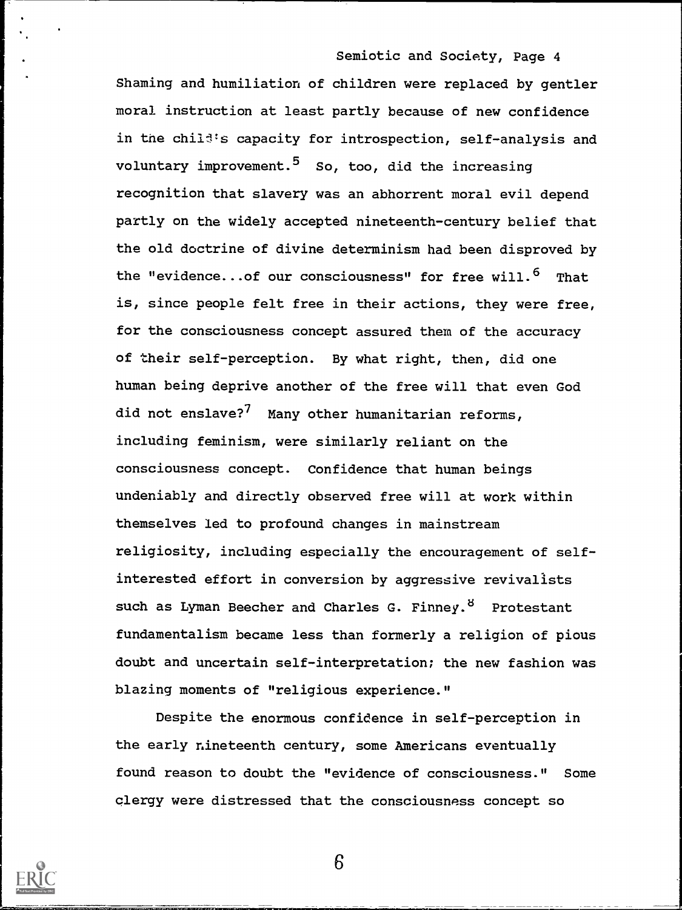Shaming and humiliation of children were replaced by gentler moral instruction at least partly because of new confidence in the child's capacity for introspection, self-analysis and voluntary improvement.[5] So, too, did the increasing recognition that slavery was an abhorrent moral evil depend partly on the widely accepted nineteenth-century belief that the old doctrine of divine determinism had been disproved by the "evidence...of our consciousness" for free will.[6] That is, since people felt free in their actions, they were free, for the consciousness concept assured them of the accuracy of their self-perception. By what right, then, did one human being deprive another of the free will that even God did not enslave?[7] Many other humanitarian reforms, including feminism, were similarly reliant on the consciousness concept. Confidence that human beings undeniably and directly observed free will at work within themselves led to profound changes in mainstream religiosity, including especially the encouragement of self-interested effort in conversion by aggressive revivalists such as Lyman Beecher and Charles G. Finney.[8] Protestant fundamentalism became less than formerly a religion of pious doubt and uncertain self-interpretation; the new fashion was blazing moments of "religious experience."

Despite the enormous confidence in self-perception in the early nineteenth century, some Americans eventually found reason to doubt the "evidence of consciousness." Some clergy were distressed that the consciousness concept so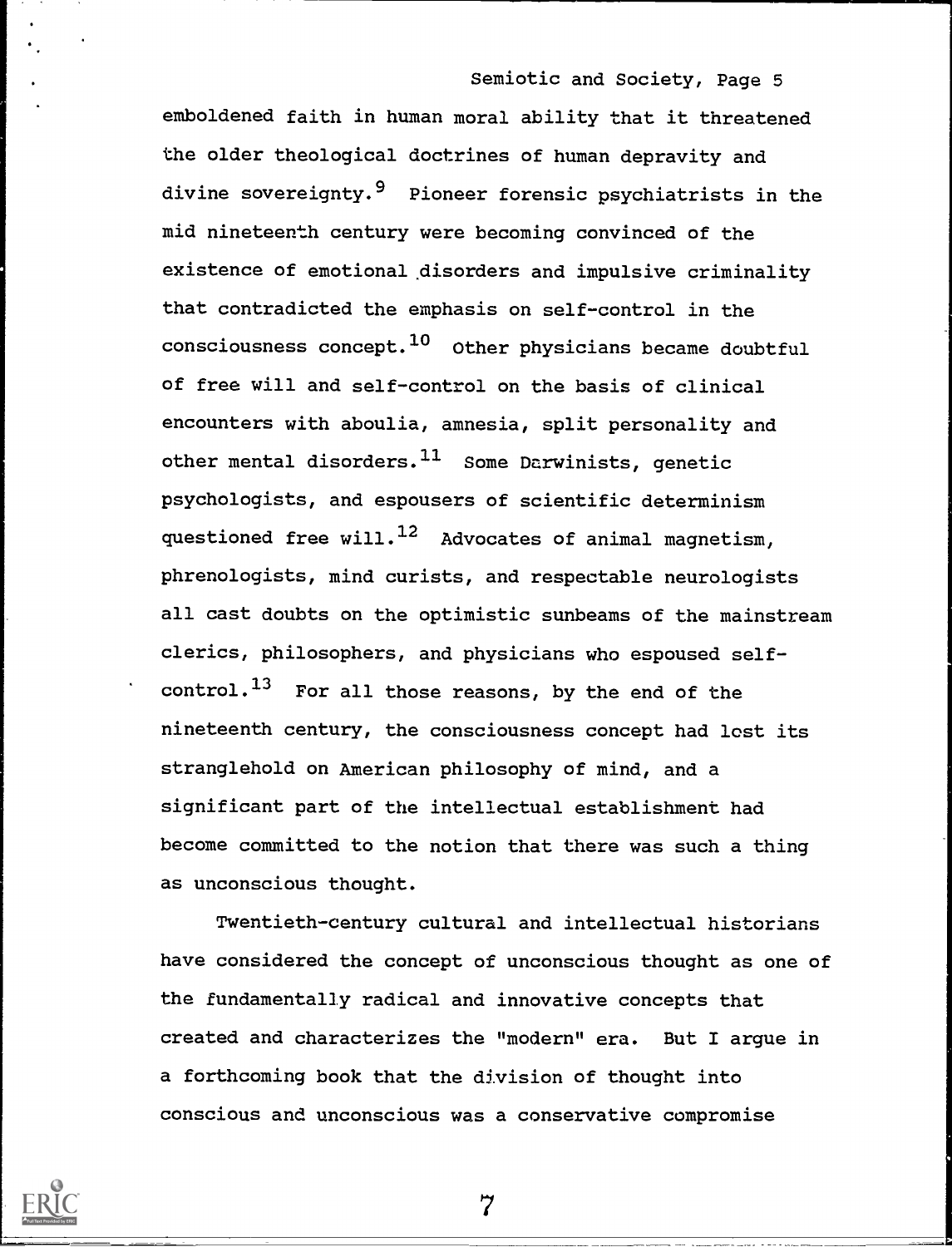emboldened faith in human moral ability that it threatened the older theological doctrines of human depravity and divine sovereignty.[9] Pioneer forensic psychiatrists in the mid nineteenth century were becoming convinced of the existence of emotional disorders and impulsive criminality that contradicted the emphasis on self-control in the consciousness concept.[10] Other physicians became doubtful of free will and self-control on the basis of clinical encounters with aboulia, amnesia, split personality and other mental disorders.[11] Some Darwinists, genetic psychologists, and espousers of scientific determinism questioned free will.[12] Advocates of animal magnetism, phrenologists, mind curists, and respectable neurologists all cast doubts on the optimistic sunbeams of the mainstream clerics, philosophers, and physicians who espoused self-control.[13] For all those reasons, by the end of the nineteenth century, the consciousness concept had lost its stranglehold on American philosophy of mind, and a significant part of the intellectual establishment had become committed to the notion that there was such a thing as unconscious thought.

Twentieth-century cultural and intellectual historians have considered the concept of unconscious thought as one of the fundamentally radical and innovative concepts that created and characterizes the "modern" era. But I argue in a forthcoming book that the division of thought into conscious and unconscious was a conservative compromise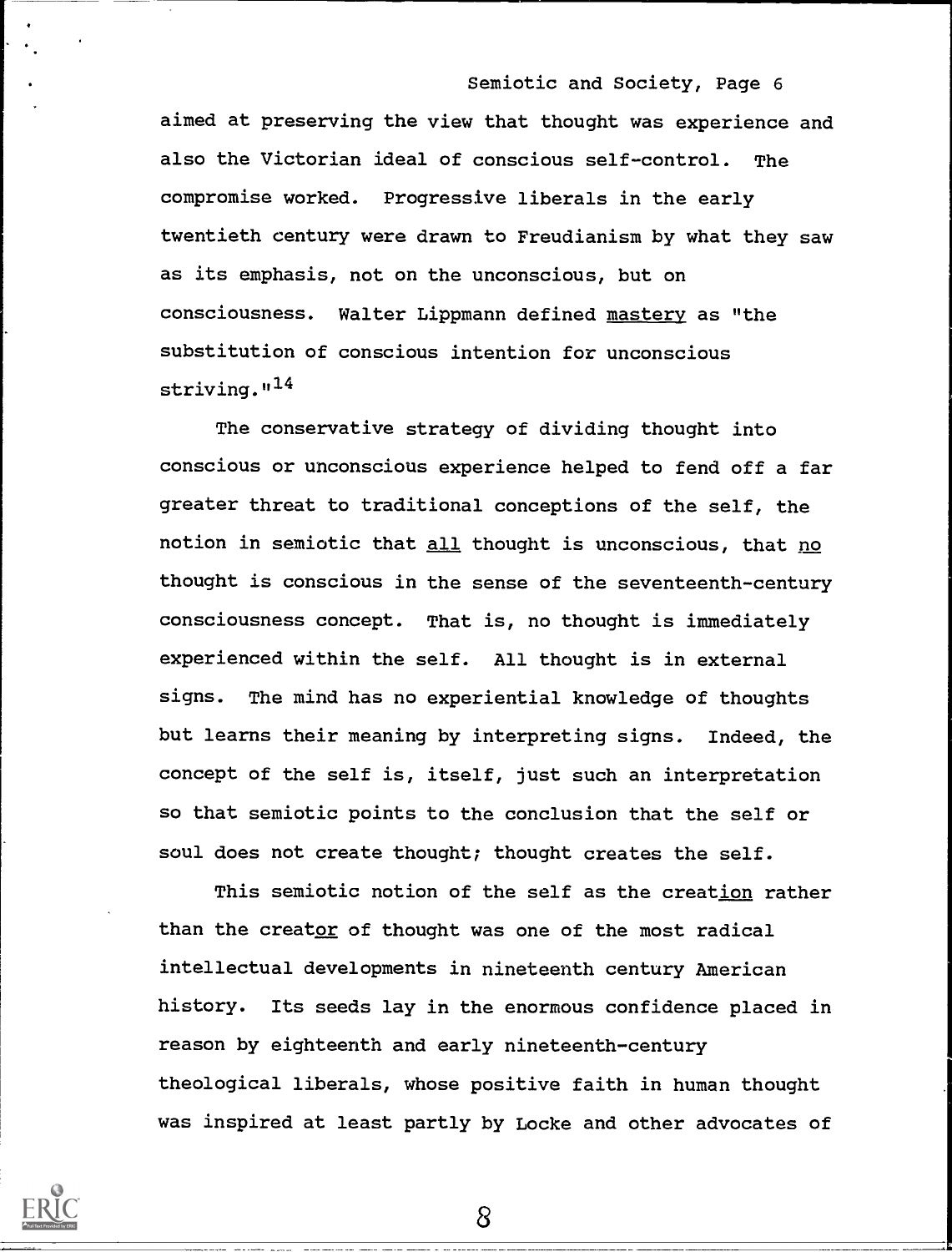aimed at preserving the view that thought was experience and also the Victorian ideal of conscious self-control. The compromise worked. Progressive liberals in the early twentieth century were drawn to Freudianism by what they saw as its emphasis, not on the unconscious, but on consciousness. Walter Lippmann defined _mastery_ as "the substitution of conscious intention for unconscious striving."[14]

The conservative strategy of dividing thought into conscious or unconscious experience helped to fend off a far greater threat to traditional conceptions of the self, the notion in semiotic that _all_ thought is unconscious, that _no_ thought is conscious in the sense of the seventeenth-century consciousness concept. That is, no thought is immediately experienced within the self. All thought is in external signs. The mind has no experiential knowledge of thoughts but learns their meaning by interpreting signs. Indeed, the concept of the self is, itself, just such an interpretation so that semiotic points to the conclusion that the self or soul does not create thought; thought creates the self.

This semiotic notion of the self as the creat_ion_ rather than the creat_or_ of thought was one of the most radical intellectual developments in nineteenth century American history. Its seeds lay in the enormous confidence placed in reason by eighteenth and early nineteenth-century theological liberals, whose positive faith in human thought was inspired at least partly by Locke and other advocates of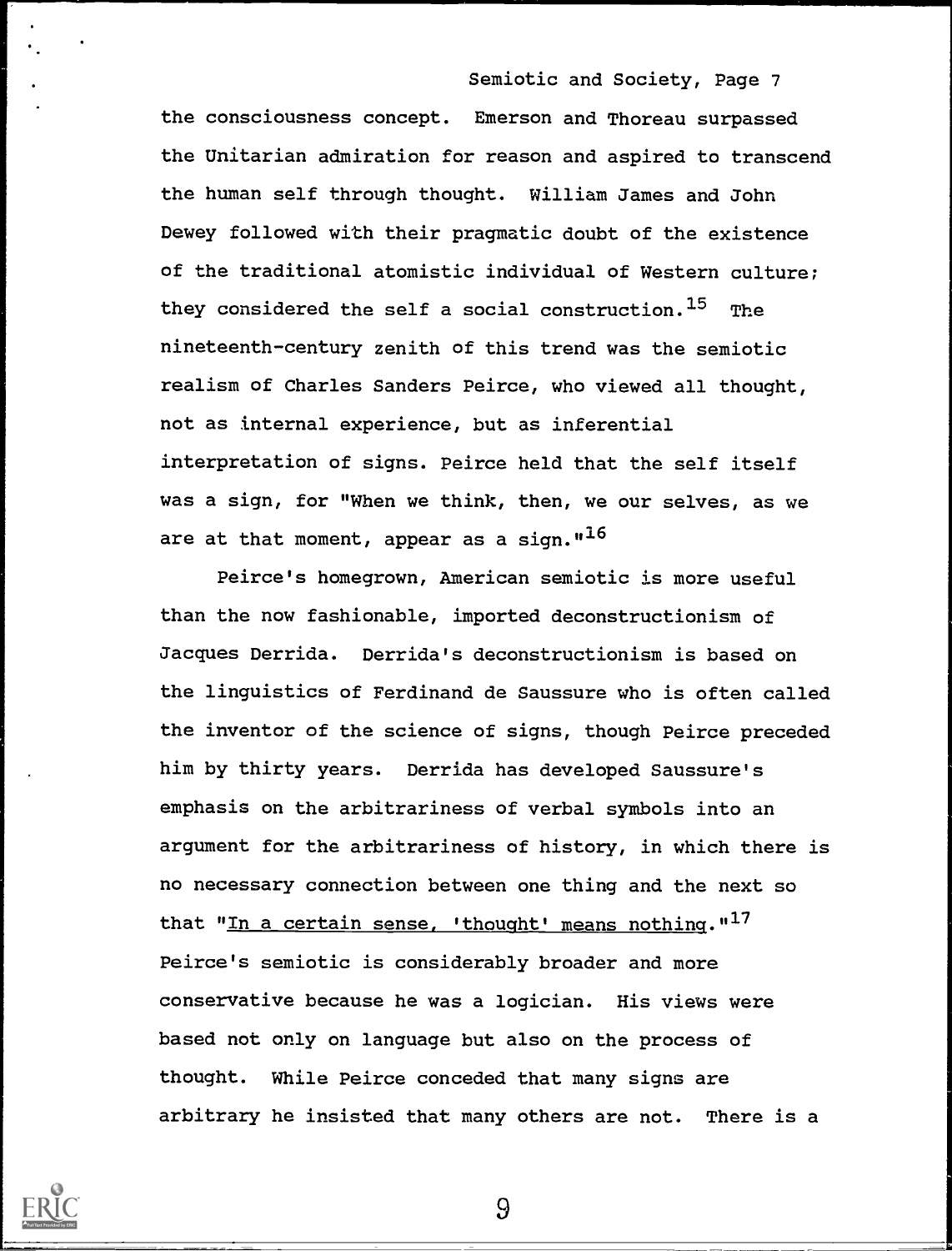the consciousness concept. Emerson and Thoreau surpassed the Unitarian admiration for reason and aspired to transcend the human self through thought. William James and John Dewey followed with their pragmatic doubt of the existence of the traditional atomistic individual of Western culture; they considered the self a social construction.[15] The nineteenth-century zenith of this trend was the semiotic realism of Charles Sanders Peirce, who viewed all thought, not as internal experience, but as inferential interpretation of signs. Peirce held that the self itself was a sign, for "When we think, then, we our selves, as we are at that moment, appear as a sign."[16]

Peirce's homegrown, American semiotic is more useful than the now fashionable, imported deconstructionism of Jacques Derrida. Derrida's deconstructionism is based on the linguistics of Ferdinand de Saussure who is often called the inventor of the science of signs, though Peirce preceded him by thirty years. Derrida has developed Saussure's emphasis on the arbitrariness of verbal symbols into an argument for the arbitrariness of history, in which there is no necessary connection between one thing and the next so that "In a certain sense, 'thought' means nothing."[17] Peirce's semiotic is considerably broader and more conservative because he was a logician. His views were based not only on language but also on the process of thought. While Peirce conceded that many signs are arbitrary he insisted that many others are not. There is a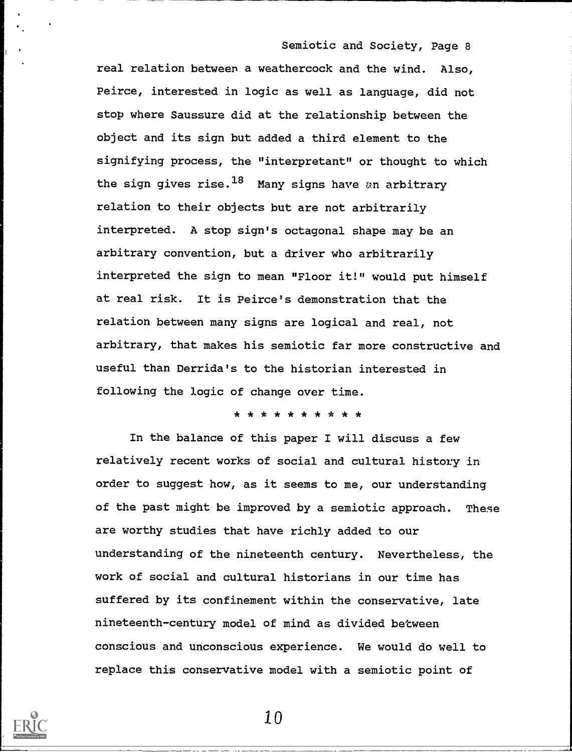real relation between a weathercock and the wind. Also, Peirce, interested in logic as well as language, did not stop where Saussure did at the relationship between the object and its sign but added a third element to the signifying process, the "interpretant" or thought to which the sign gives rise.[18] Many signs have an arbitrary relation to their objects but are not arbitrarily interpreted. A stop sign's octagonal shape may be an arbitrary convention, but a driver who arbitrarily interpreted the sign to mean "Floor it!" would put himself at real risk. It is Peirce's demonstration that the relation between many signs are logical and real, not arbitrary, that makes his semiotic far more constructive and useful than Derrida's to the historian interested in following the logic of change over time.

* * * * * * * * * *

In the balance of this paper I will discuss a few relatively recent works of social and cultural history in order to suggest how, as it seems to me, our understanding of the past might be improved by a semiotic approach. These are worthy studies that have richly added to our understanding of the nineteenth century. Nevertheless, the work of social and cultural historians in our time has suffered by its confinement within the conservative, late nineteenth-century model of mind as divided between conscious and unconscious experience. We would do well to replace this conservative model with a semiotic point of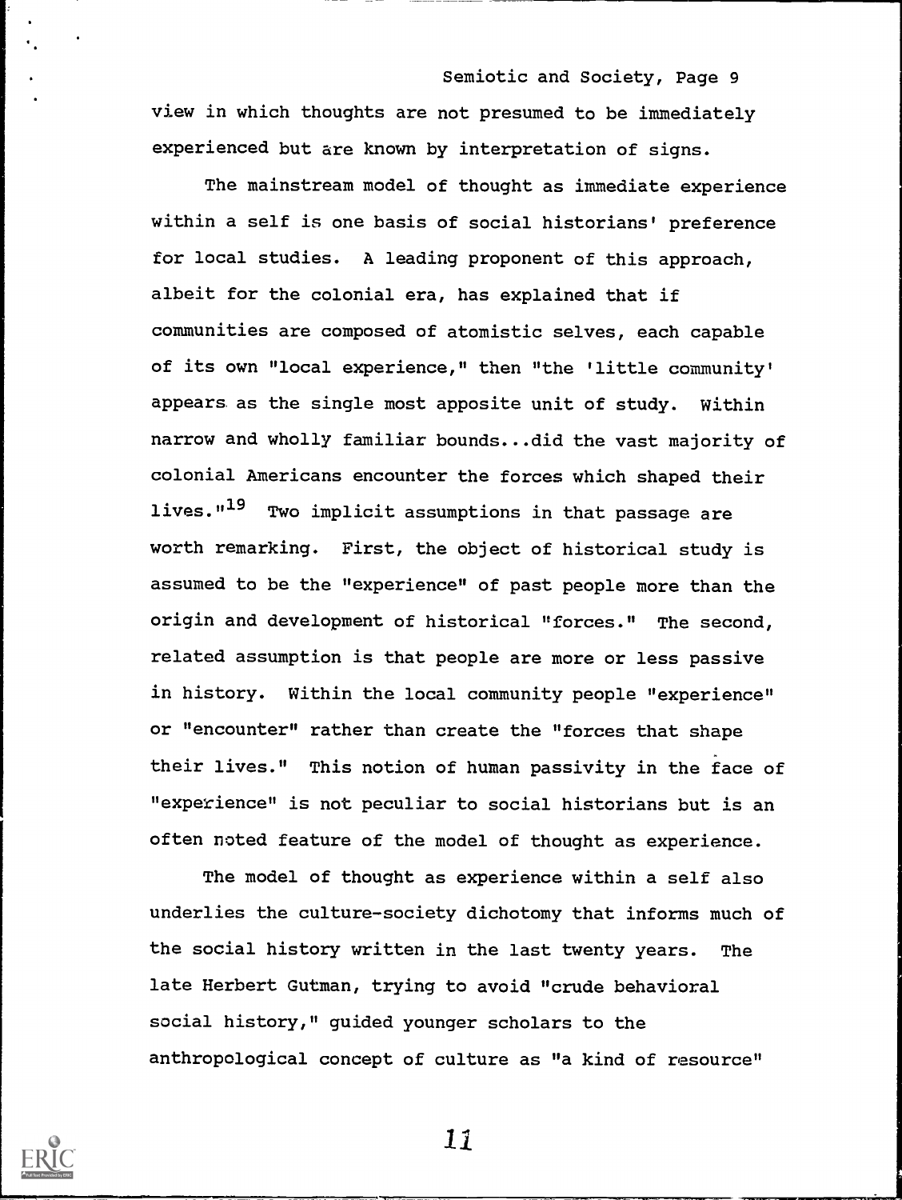view in which thoughts are not presumed to be immediately experienced but are known by interpretation of signs.

The mainstream model of thought as immediate experience within a self is one basis of social historians' preference for local studies. A leading proponent of this approach, albeit for the colonial era, has explained that if communities are composed of atomistic selves, each capable of its own "local experience," then "the 'little community' appears as the single most apposite unit of study. Within narrow and wholly familiar bounds...did the vast majority of colonial Americans encounter the forces which shaped their lives."[19] Two implicit assumptions in that passage are worth remarking. First, the object of historical study is assumed to be the "experience" of past people more than the origin and development of historical "forces." The second, related assumption is that people are more or less passive in history. Within the local community people "experience" or "encounter" rather than create the "forces that shape their lives." This notion of human passivity in the face of "experience" is not peculiar to social historians but is an often noted feature of the model of thought as experience.

The model of thought as experience within a self also underlies the culture-society dichotomy that informs much of the social history written in the last twenty years. The late Herbert Gutman, trying to avoid "crude behavioral social history," guided younger scholars to the anthropological concept of culture as "a kind of resource"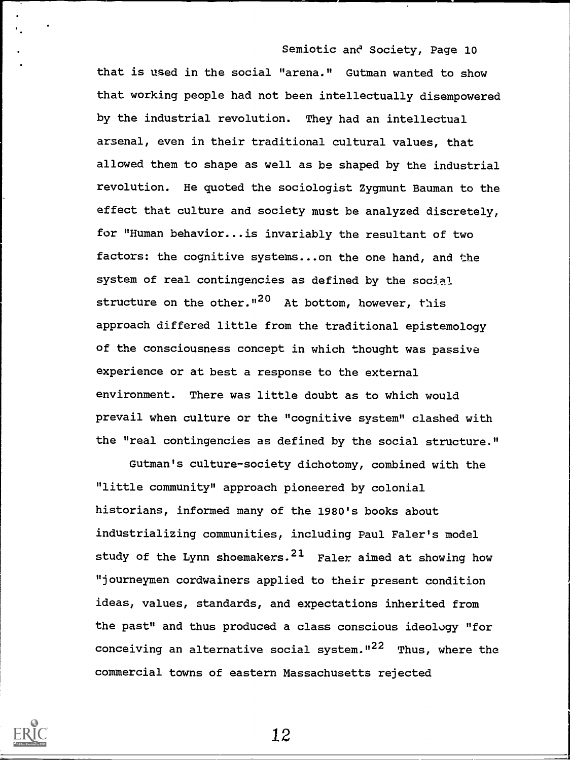that is used in the social "arena." Gutman wanted to show that working people had not been intellectually disempowered by the industrial revolution. They had an intellectual arsenal, even in their traditional cultural values, that allowed them to shape as well as be shaped by the industrial revolution. He quoted the sociologist Zygmunt Bauman to the effect that culture and society must be analyzed discretely, for "Human behavior...is invariably the resultant of two factors: the cognitive systems...on the one hand, and the system of real contingencies as defined by the social structure on the other."[20] At bottom, however, this approach differed little from the traditional epistemology of the consciousness concept in which thought was passive experience or at best a response to the external environment. There was little doubt as to which would prevail when culture or the "cognitive system" clashed with the "real contingencies as defined by the social structure."

Gutman's culture-society dichotomy, combined with the "little community" approach pioneered by colonial historians, informed many of the 1980's books about industrializing communities, including Paul Faler's model study of the Lynn shoemakers.[21] Faler aimed at showing how "journeymen cordwainers applied to their present condition ideas, values, standards, and expectations inherited from the past" and thus produced a class conscious ideology "for conceiving an alternative social system."[22] Thus, where the commercial towns of eastern Massachusetts rejected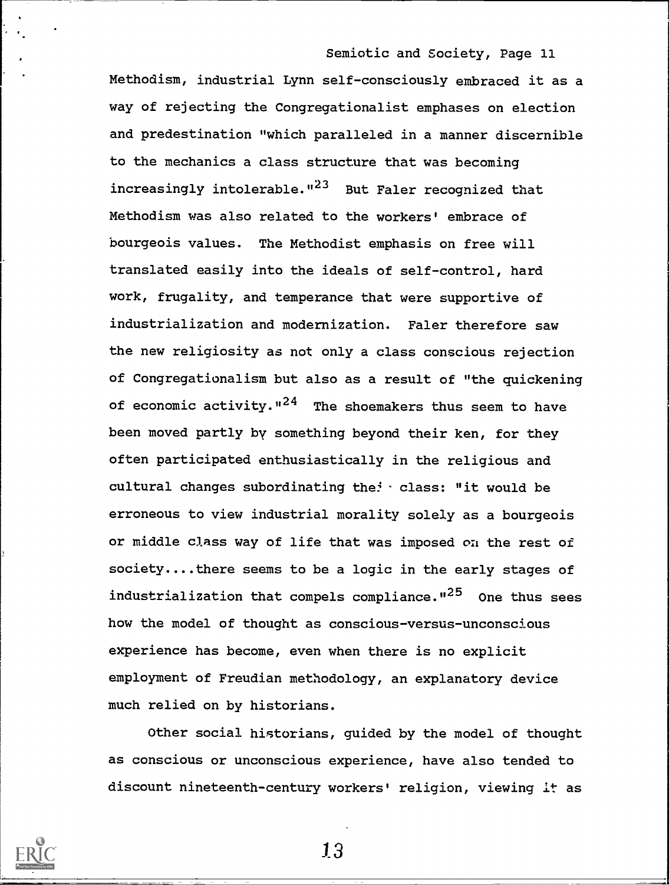Methodism, industrial Lynn self-consciously embraced it as a way of rejecting the Congregationalist emphases on election and predestination "which paralleled in a manner discernible to the mechanics a class structure that was becoming increasingly intolerable."[23] But Faler recognized that Methodism was also related to the workers' embrace of bourgeois values. The Methodist emphasis on free will translated easily into the ideals of self-control, hard work, frugality, and temperance that were supportive of industrialization and modernization. Faler therefore saw the new religiosity as not only a class conscious rejection of Congregationalism but also as a result of "the quickening of economic activity."[24] The shoemakers thus seem to have been moved partly by something beyond their ken, for they often participated enthusiastically in the religious and cultural changes subordinating their class: "it would be erroneous to view industrial morality solely as a bourgeois or middle class way of life that was imposed on the rest of society....there seems to be a logic in the early stages of industrialization that compels compliance."[25] One thus sees how the model of thought as conscious-versus-unconscious experience has become, even when there is no explicit employment of Freudian methodology, an explanatory device much relied on by historians.

Other social historians, guided by the model of thought as conscious or unconscious experience, have also tended to discount nineteenth-century workers' religion, viewing it as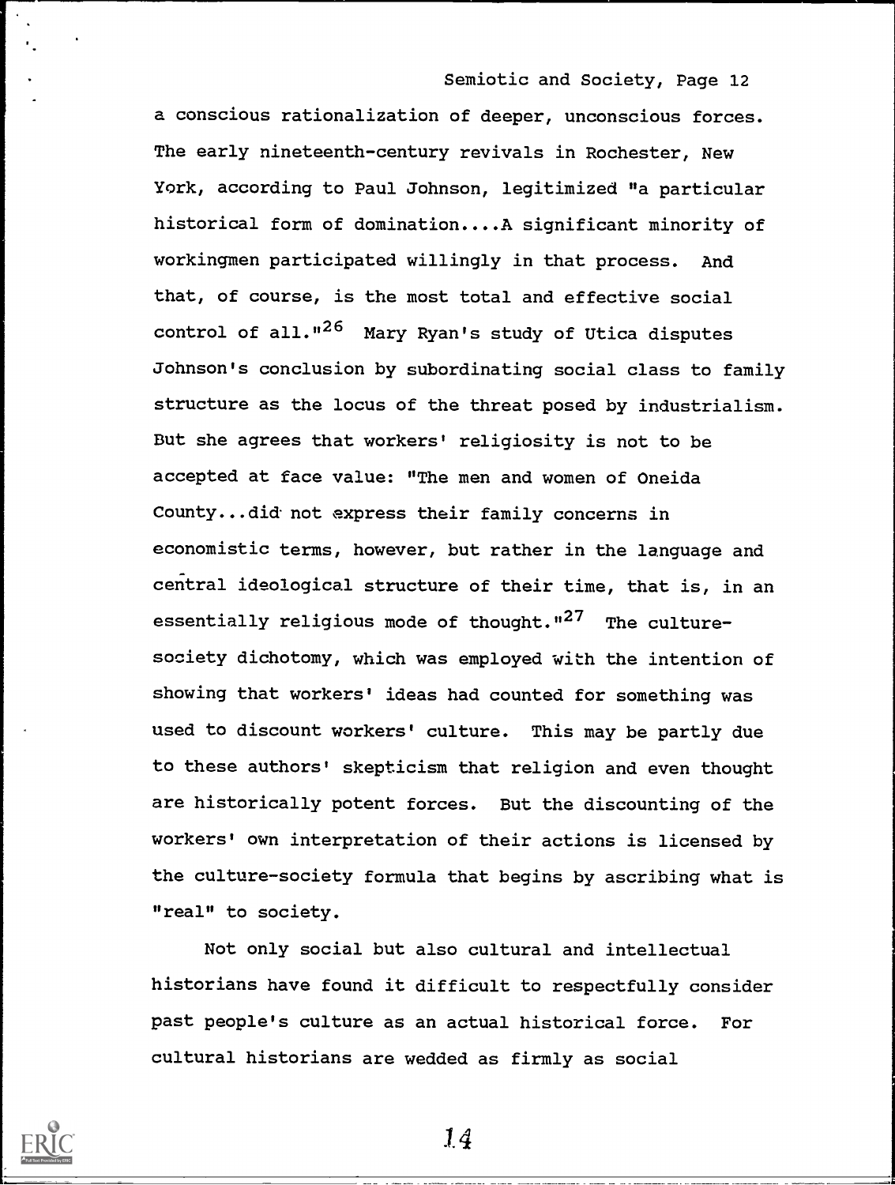a conscious rationalization of deeper, unconscious forces. The early nineteenth-century revivals in Rochester, New York, according to Paul Johnson, legitimized "a particular historical form of domination....A significant minority of workingmen participated willingly in that process. And that, of course, is the most total and effective social control of all."[26] Mary Ryan's study of Utica disputes Johnson's conclusion by subordinating social class to family structure as the locus of the threat posed by industrialism. But she agrees that workers' religiosity is not to be accepted at face value: "The men and women of Oneida County...did not express their family concerns in economistic terms, however, but rather in the language and central ideological structure of their time, that is, in an essentially religious mode of thought."[27] The culture-society dichotomy, which was employed with the intention of showing that workers' ideas had counted for something was used to discount workers' culture. This may be partly due to these authors' skepticism that religion and even thought are historically potent forces. But the discounting of the workers' own interpretation of their actions is licensed by the culture-society formula that begins by ascribing what is "real" to society.

Not only social but also cultural and intellectual historians have found it difficult to respectfully consider past people's culture as an actual historical force. For cultural historians are wedded as firmly as social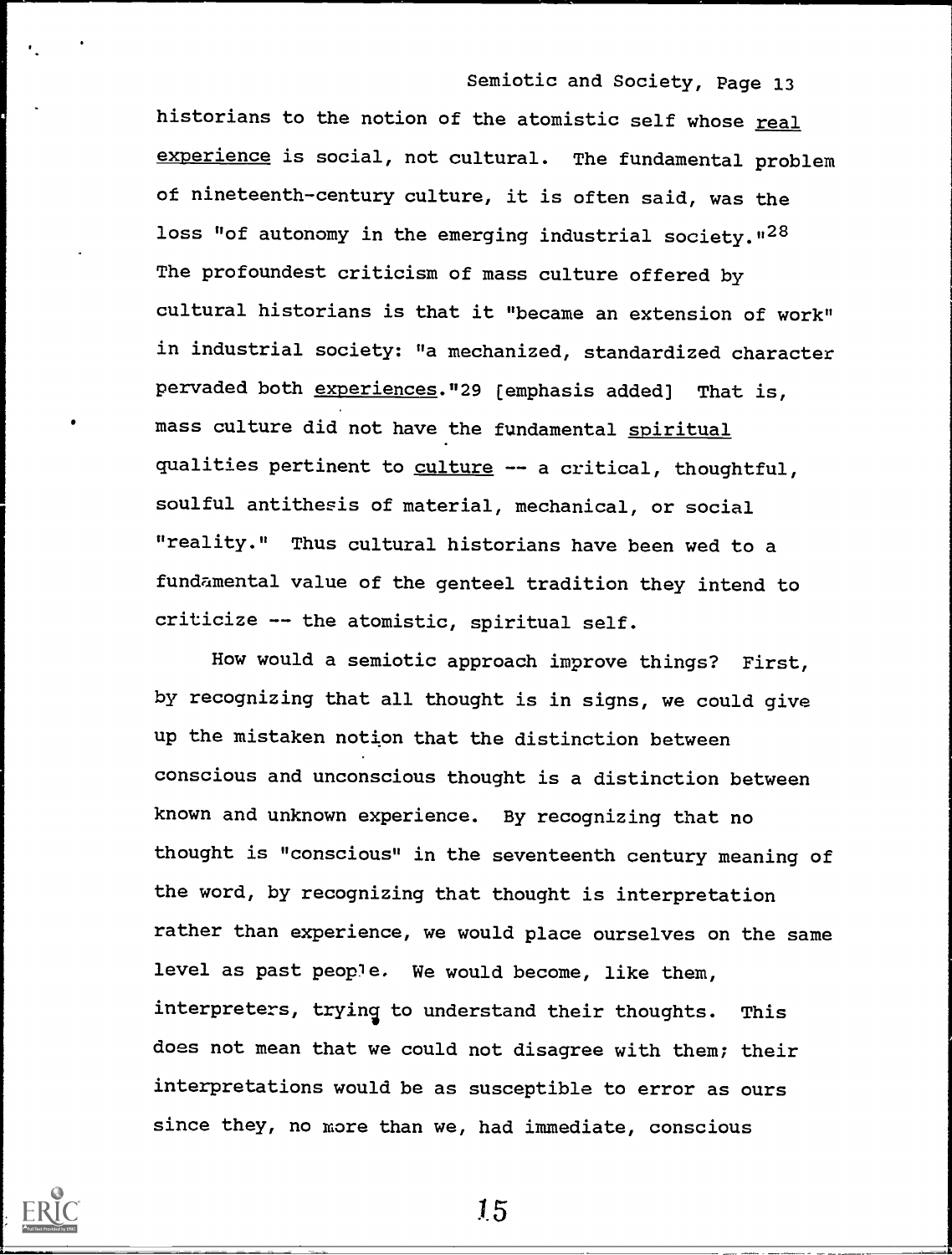historians to the notion of the atomistic self whose _real experience_ is social, not cultural. The fundamental problem of nineteenth-century culture, it is often said, was the loss "of autonomy in the emerging industrial society."[28] The profoundest criticism of mass culture offered by cultural historians is that it "became an extension of work" in industrial society: "a mechanized, standardized character pervaded both _experiences_."[29] [emphasis added] That is, mass culture did not have the fundamental _spiritual_ qualities pertinent to _culture_ -- a critical, thoughtful, soulful antithesis of material, mechanical, or social "reality." Thus cultural historians have been wed to a fundamental value of the genteel tradition they intend to criticize -- the atomistic, spiritual self.

How would a semiotic approach improve things? First, by recognizing that all thought is in signs, we could give up the mistaken notion that the distinction between conscious and unconscious thought is a distinction between known and unknown experience. By recognizing that no thought is "conscious" in the seventeenth century meaning of the word, by recognizing that thought is interpretation rather than experience, we would place ourselves on the same level as past people. We would become, like them, interpreters, trying to understand their thoughts. This does not mean that we could not disagree with them; their interpretations would be as susceptible to error as ours since they, no more than we, had immediate, conscious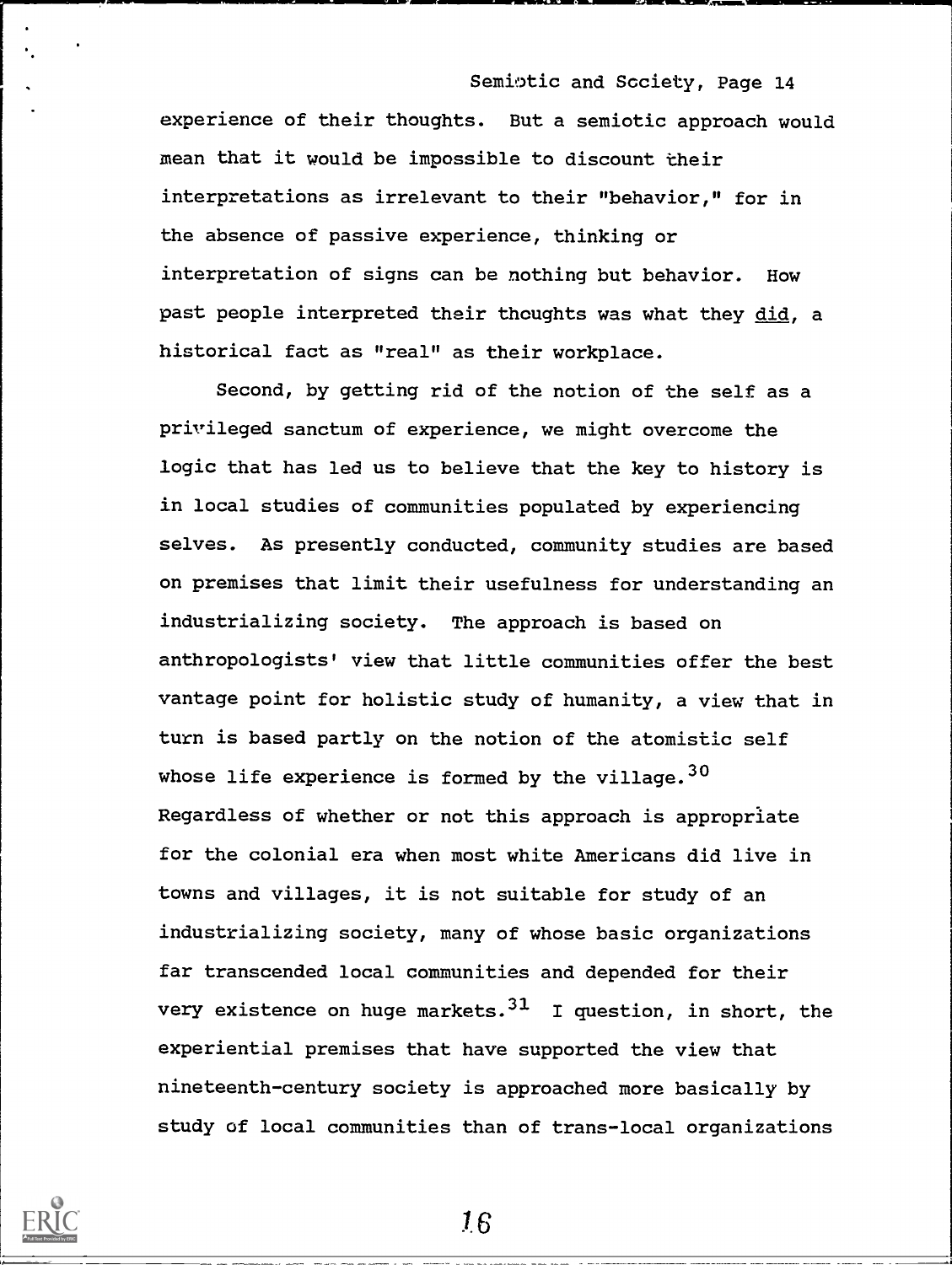experience of their thoughts. But a semiotic approach would mean that it would be impossible to discount their interpretations as irrelevant to their "behavior," for in the absence of passive experience, thinking or interpretation of signs can be nothing but behavior. How past people interpreted their thoughts was what they _did_, a historical fact as "real" as their workplace.

Second, by getting rid of the notion of the self as a privileged sanctum of experience, we might overcome the logic that has led us to believe that the key to history is in local studies of communities populated by experiencing selves. As presently conducted, community studies are based on premises that limit their usefulness for understanding an industrializing society. The approach is based on anthropologists' view that little communities offer the best vantage point for holistic study of humanity, a view that in turn is based partly on the notion of the atomistic self whose life experience is formed by the village.[30] Regardless of whether or not this approach is appropriate for the colonial era when most white Americans did live in towns and villages, it is not suitable for study of an industrializing society, many of whose basic organizations far transcended local communities and depended for their very existence on huge markets.[31] I question, in short, the experiential premises that have supported the view that nineteenth-century society is approached more basically by study of local communities than of trans-local organizations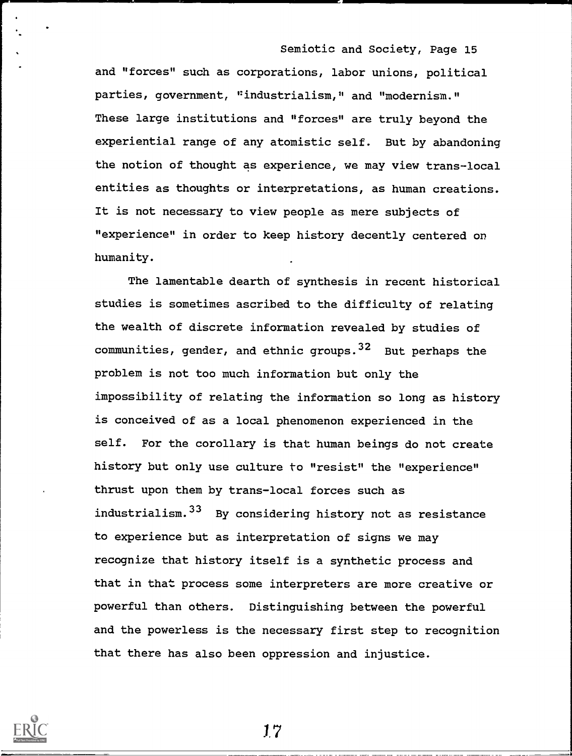and "forces" such as corporations, labor unions, political parties, government, "industrialism," and "modernism." These large institutions and "forces" are truly beyond the experiential range of any atomistic self. But by abandoning the notion of thought as experience, we may view trans-local entities as thoughts or interpretations, as human creations. It is not necessary to view people as mere subjects of "experience" in order to keep history decently centered on humanity.

The lamentable dearth of synthesis in recent historical studies is sometimes ascribed to the difficulty of relating the wealth of discrete information revealed by studies of communities, gender, and ethnic groups.[32] But perhaps the problem is not too much information but only the impossibility of relating the information so long as history is conceived of as a local phenomenon experienced in the self. For the corollary is that human beings do not create history but only use culture to "resist" the "experience" thrust upon them by trans-local forces such as industrialism.[33] By considering history not as resistance to experience but as interpretation of signs we may recognize that history itself is a synthetic process and that in that process some interpreters are more creative or powerful than others. Distinguishing between the powerful and the powerless is the necessary first step to recognition that there has also been oppression and injustice.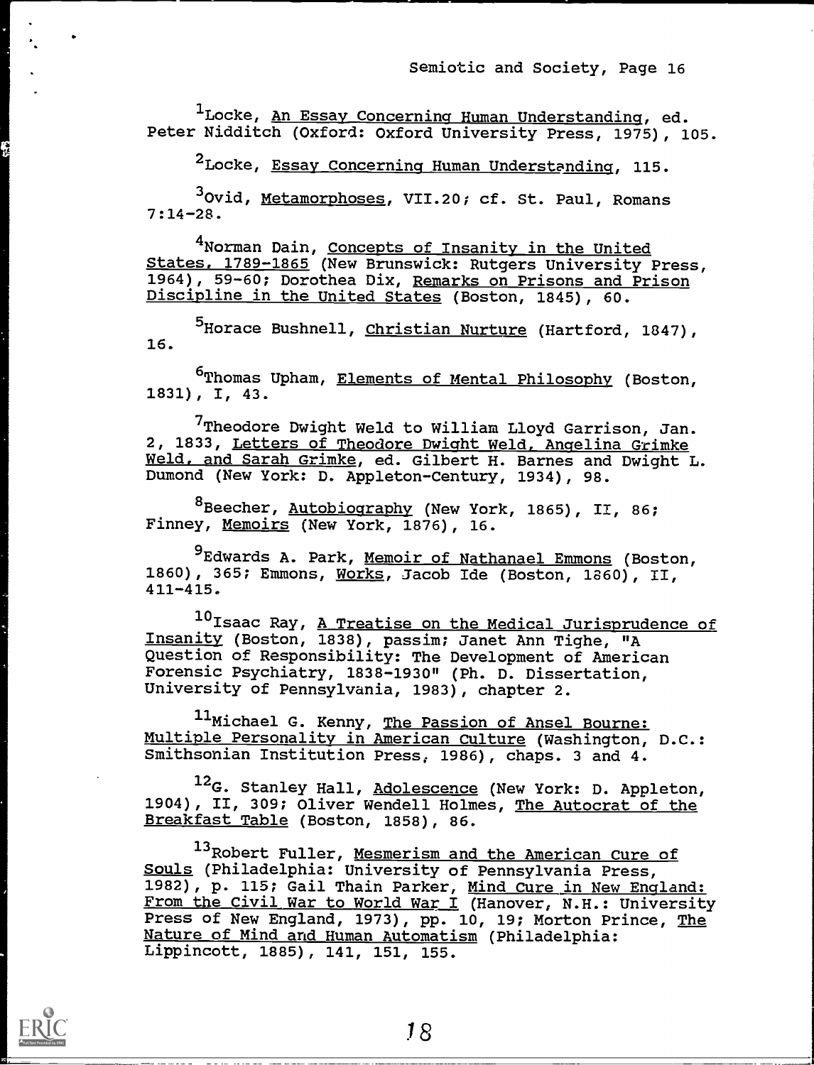[1]Locke, An Essay Concerning Human Understanding, ed. Peter Nidditch (Oxford: Oxford University Press, 1975), 105.

[2]Locke, Essay Concerning Human Understanding, 115.

[3]Ovid, Metamorphoses, VII.20; cf. St. Paul, Romans 7:14-28.

[4]Norman Dain, Concepts of Insanity in the United States, 1789-1865 (New Brunswick: Rutgers University Press, 1964), 59-60; Dorothea Dix, Remarks on Prisons and Prison Discipline in the United States (Boston, 1845), 60.

[5]Horace Bushnell, Christian Nurture (Hartford, 1847), 16.

[6]Thomas Upham, Elements of Mental Philosophy (Boston, 1831), I, 43.

[7]Theodore Dwight Weld to William Lloyd Garrison, Jan. 2, 1833, Letters of Theodore Dwight Weld, Angelina Grimke Weld, and Sarah Grimke, ed. Gilbert H. Barnes and Dwight L. Dumond (New York: D. Appleton-Century, 1934), 98.

[8]Beecher, Autobiography (New York, 1865), II, 86; Finney, Memoirs (New York, 1876), 16.

[9]Edwards A. Park, Memoir of Nathanael Emmons (Boston, 1860), 365; Emmons, Works, Jacob Ide (Boston, 1860), II, 411-415.

[10]Isaac Ray, A Treatise on the Medical Jurisprudence of Insanity (Boston, 1838), passim; Janet Ann Tighe, "A Question of Responsibility: The Development of American Forensic Psychiatry, 1838-1930" (Ph. D. Dissertation, University of Pennsylvania, 1983), chapter 2.

[11]Michael G. Kenny, The Passion of Ansel Bourne: Multiple Personality in American Culture (Washington, D.C.: Smithsonian Institution Press, 1986), chaps. 3 and 4.

[12]G. Stanley Hall, Adolescence (New York: D. Appleton, 1904), II, 309; Oliver Wendell Holmes, The Autocrat of the Breakfast Table (Boston, 1858), 86.

[13]Robert Fuller, Mesmerism and the American Cure of Souls (Philadelphia: University of Pennsylvania Press, 1982), p. 115; Gail Thain Parker, Mind Cure in New England: From the Civil War to World War I (Hanover, N.H.: University Press of New England, 1973), pp. 10, 19; Morton Prince, The Nature of Mind and Human Automatism (Philadelphia: Lippincott, 1885), 141, 151, 155.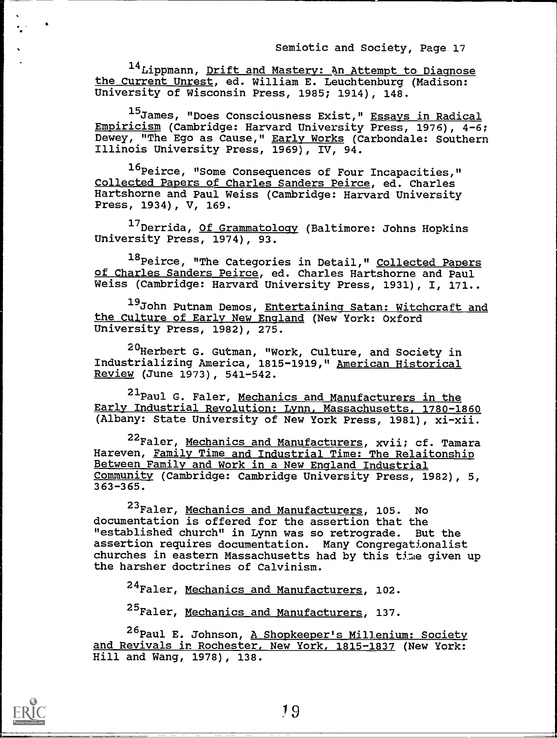[14]Lippmann, Drift and Mastery: An Attempt to Diagnose the Current Unrest, ed. William E. Leuchtenburg (Madison: University of Wisconsin Press, 1985; 1914), 148.

[15]James, "Does Consciousness Exist," Essays in Radical Empiricism (Cambridge: Harvard University Press, 1976), 4-6; Dewey, "The Ego as Cause," Early Works (Carbondale: Southern Illinois University Press, 1969), IV, 94.

[16]Peirce, "Some Consequences of Four Incapacities," Collected Papers of Charles Sanders Peirce, ed. Charles Hartshorne and Paul Weiss (Cambridge: Harvard University Press, 1934), V, 169.

[17]Derrida, Of Grammatology (Baltimore: Johns Hopkins University Press, 1974), 93.

[18]Peirce, "The Categories in Detail," Collected Papers of Charles Sanders Peirce, ed. Charles Hartshorne and Paul Weiss (Cambridge: Harvard University Press, 1931), I, 171..

[19]John Putnam Demos, Entertaining Satan: Witchcraft and the Culture of Early New England (New York: Oxford University Press, 1982), 275.

[20]Herbert G. Gutman, "Work, Culture, and Society in Industrializing America, 1815-1919," American Historical Review (June 1973), 541-542.

[21]Paul G. Faler, Mechanics and Manufacturers in the Early Industrial Revolution: Lynn, Massachusetts, 1780-1860 (Albany: State University of New York Press, 1981), xi-xii.

[22]Faler, Mechanics and Manufacturers, xvii; cf. Tamara Hareven, Family Time and Industrial Time: The Relaitonship Between Family and Work in a New England Industrial Community (Cambridge: Cambridge University Press, 1982), 5, 363-365.

[23]Faler, Mechanics and Manufacturers, 105. No documentation is offered for the assertion that the "established church" in Lynn was so retrograde. But the assertion requires documentation. Many Congregationalist churches in eastern Massachusetts had by this time given up the harsher doctrines of Calvinism.

[24]Faler, Mechanics and Manufacturers, 102.

[25]Faler, Mechanics and Manufacturers, 137.

[26]Paul E. Johnson, A Shopkeeper's Millenium: Society and Revivals in Rochester, New York, 1815-1837 (New York: Hill and Wang, 1978), 138.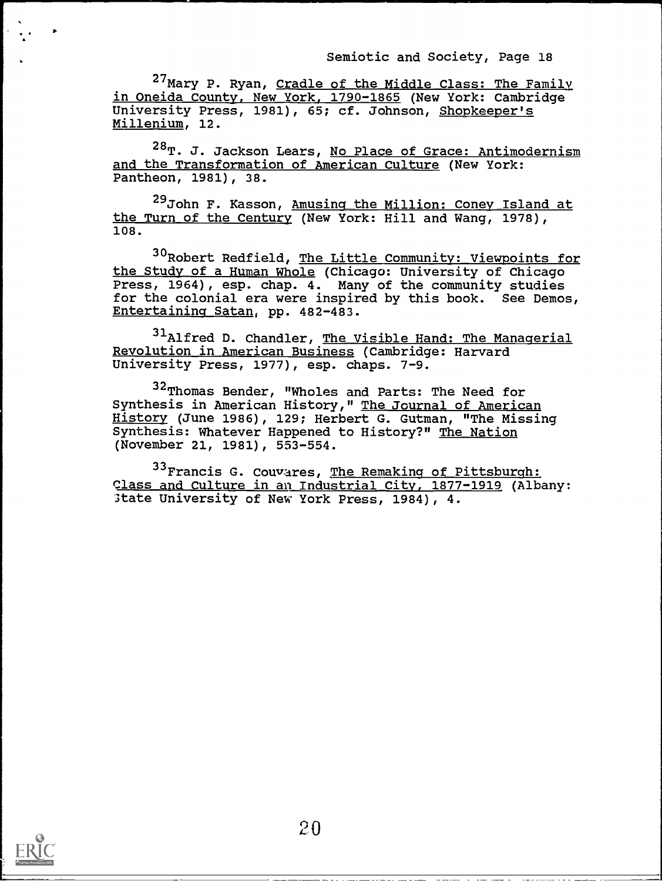[27]Mary P. Ryan, Cradle of the Middle Class: The Family in Oneida County, New York, 1790-1865 (New York: Cambridge University Press, 1981), 65; cf. Johnson, Shopkeeper's Millenium, 12.

[28]T. J. Jackson Lears, No Place of Grace: Antimodernism and the Transformation of American Culture (New York: Pantheon, 1981), 38.

[29]John F. Kasson, Amusing the Million: Coney Island at the Turn of the Century (New York: Hill and Wang, 1978), 108.

[30]Robert Redfield, The Little Community: Viewpoints for the Study of a Human Whole (Chicago: University of Chicago Press, 1964), esp. chap. 4. Many of the community studies for the colonial era were inspired by this book. See Demos, Entertaining Satan, pp. 482-483.

[31]Alfred D. Chandler, The Visible Hand: The Managerial Revolution in American Business (Cambridge: Harvard University Press, 1977), esp. chaps. 7-9.

[32]Thomas Bender, "Wholes and Parts: The Need for Synthesis in American History," The Journal of American History (June 1986), 129; Herbert G. Gutman, "The Missing Synthesis: Whatever Happened to History?" The Nation (November 21, 1981), 553-554.

[33]Francis G. Couvares, The Remaking of Pittsburgh: Class and Culture in an Industrial City, 1877-1919 (Albany: State University of New York Press, 1984), 4.